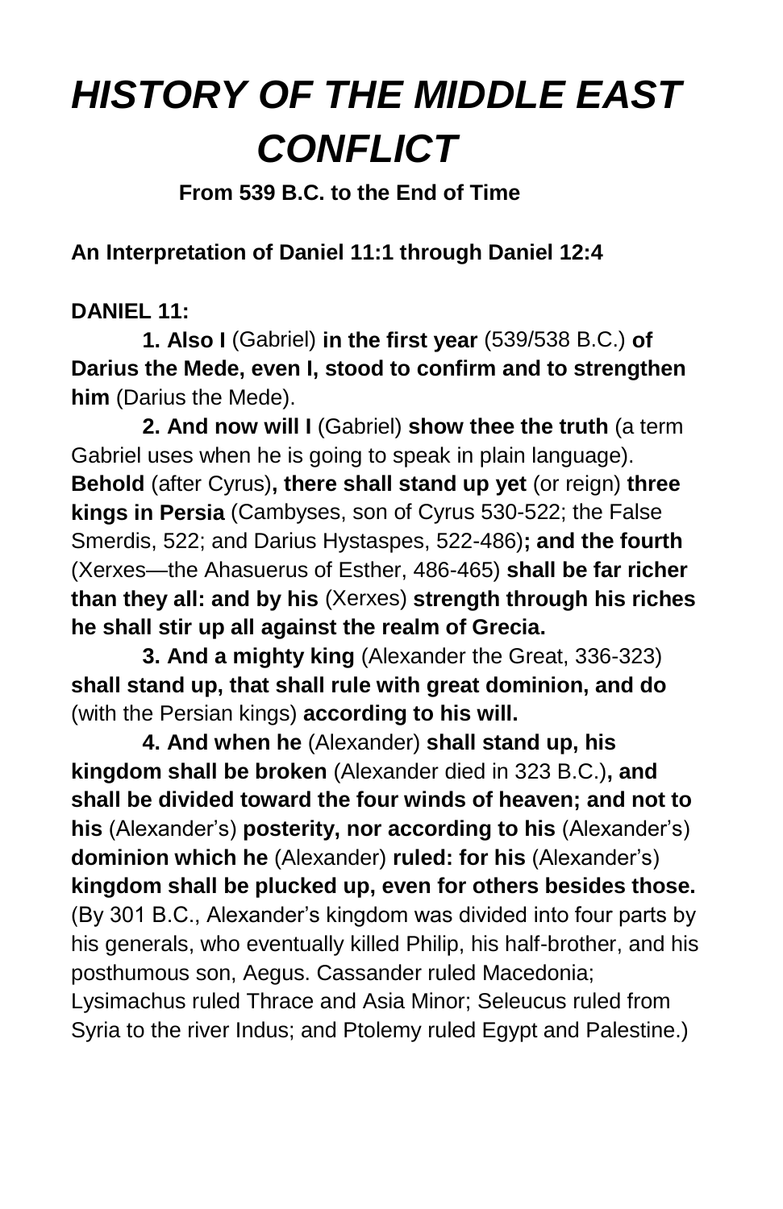# *HISTORY OF THE MIDDLE EAST CONFLICT*

**From 539 B.C. to the End of Time**

**An Interpretation of Daniel 11:1 through Daniel 12:4**

**DANIEL 11:**

**1. Also I** (Gabriel) **in the first year** (539/538 B.C.) **of Darius the Mede, even I, stood to confirm and to strengthen him** (Darius the Mede).

**2. And now will I** (Gabriel) **show thee the truth** (a term Gabriel uses when he is going to speak in plain language). **Behold** (after Cyrus)**, there shall stand up yet** (or reign) **three kings in Persia** (Cambyses, son of Cyrus 530-522; the False Smerdis, 522; and Darius Hystaspes, 522-486)**; and the fourth** (Xerxes—the Ahasuerus of Esther, 486-465) **shall be far richer than they all: and by his** (Xerxes) **strength through his riches he shall stir up all against the realm of Grecia.**

**3. And a mighty king** (Alexander the Great, 336-323) **shall stand up, that shall rule with great dominion, and do** (with the Persian kings) **according to his will.**

**4. And when he** (Alexander) **shall stand up, his kingdom shall be broken** (Alexander died in 323 B.C.)**, and shall be divided toward the four winds of heaven; and not to his** (Alexander's) **posterity, nor according to his** (Alexander's) **dominion which he** (Alexander) **ruled: for his** (Alexander's) **kingdom shall be plucked up, even for others besides those.** (By 301 B.C., Alexander's kingdom was divided into four parts by his generals, who eventually killed Philip, his half-brother, and his posthumous son, Aegus. Cassander ruled Macedonia; Lysimachus ruled Thrace and Asia Minor; Seleucus ruled from Syria to the river Indus; and Ptolemy ruled Egypt and Palestine.)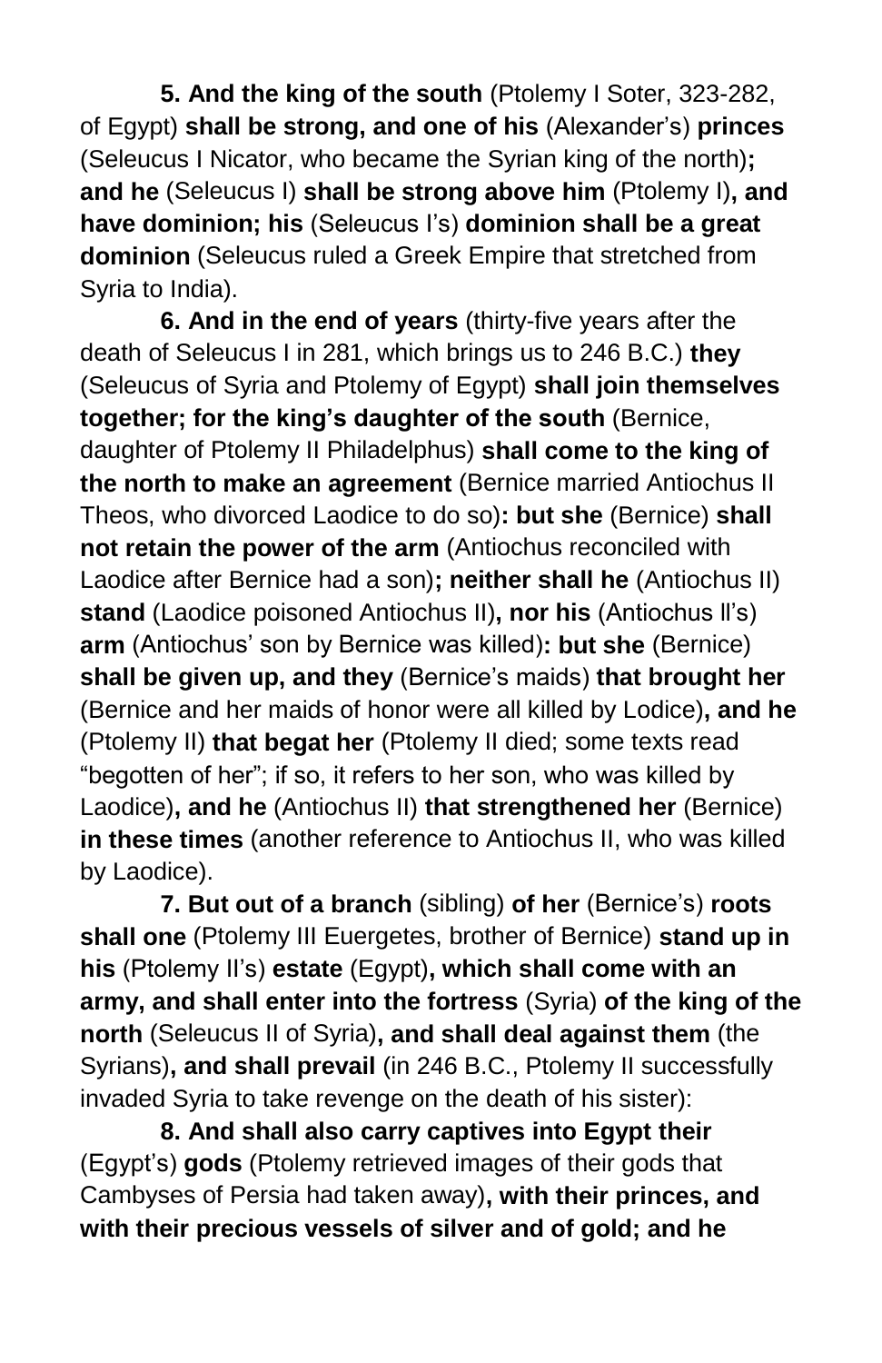**5. And the king of the south** (Ptolemy I Soter, 323-282, of Egypt) **shall be strong, and one of his** (Alexander's) **princes** (Seleucus I Nicator, who became the Syrian king of the north)**; and he** (Seleucus I) **shall be strong above him** (Ptolemy I)**, and have dominion; his** (Seleucus I's) **dominion shall be a great dominion** (Seleucus ruled a Greek Empire that stretched from Syria to India).

**6. And in the end of years** (thirty-five years after the death of Seleucus I in 281, which brings us to 246 B.C.) **they** (Seleucus of Syria and Ptolemy of Egypt) **shall join themselves together; for the king's daughter of the south** (Bernice, daughter of Ptolemy II Philadelphus) **shall come to the king of the north to make an agreement** (Bernice married Antiochus II Theos, who divorced Laodice to do so)**: but she** (Bernice) **shall not retain the power of the arm** (Antiochus reconciled with Laodice after Bernice had a son)**; neither shall he** (Antiochus II) **stand** (Laodice poisoned Antiochus II)**, nor his** (Antiochus ll's) **arm** (Antiochus' son by Bernice was killed)**: but she** (Bernice) **shall be given up, and they** (Bernice's maids) **that brought her** (Bernice and her maids of honor were all killed by Lodice)**, and he** (Ptolemy II) **that begat her** (Ptolemy II died; some texts read "begotten of her"; if so, it refers to her son, who was killed by Laodice)**, and he** (Antiochus II) **that strengthened her** (Bernice) **in these times** (another reference to Antiochus II, who was killed by Laodice).

**7. But out of a branch** (sibling) **of her** (Bernice's) **roots shall one** (Ptolemy III Euergetes, brother of Bernice) **stand up in his** (Ptolemy II's) **estate** (Egypt)**, which shall come with an army, and shall enter into the fortress** (Syria) **of the king of the north** (Seleucus II of Syria)**, and shall deal against them** (the Syrians)**, and shall prevail** (in 246 B.C., Ptolemy II successfully invaded Syria to take revenge on the death of his sister):

**8. And shall also carry captives into Egypt their** (Egypt's) **gods** (Ptolemy retrieved images of their gods that Cambyses of Persia had taken away)**, with their princes, and with their precious vessels of silver and of gold; and he**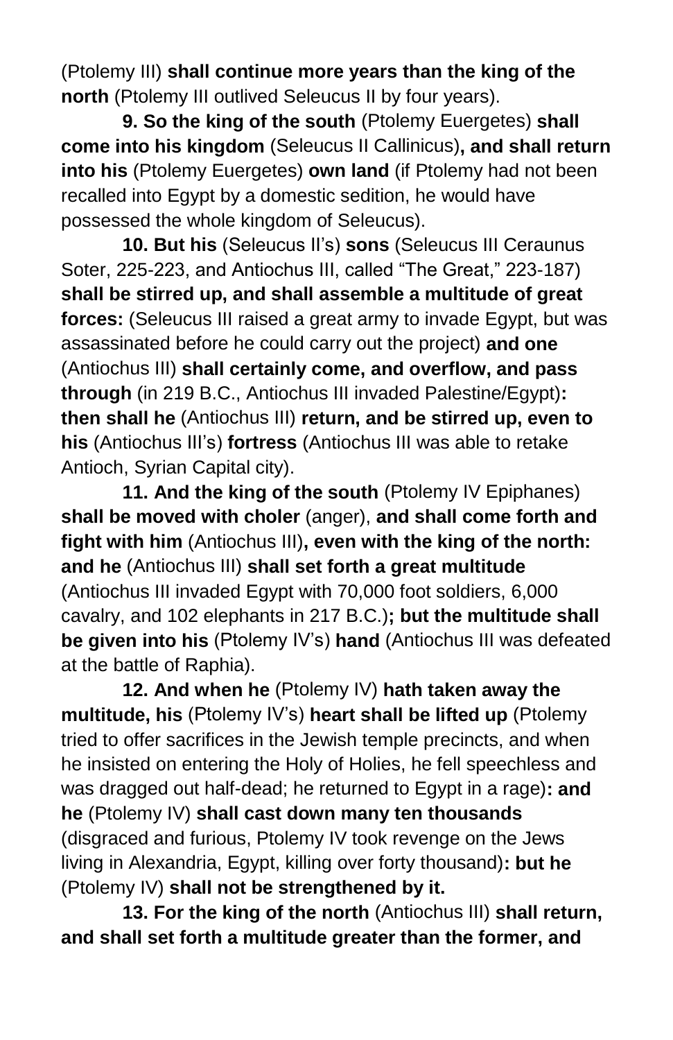(Ptolemy III) **shall continue more years than the king of the north** (Ptolemy III outlived Seleucus II by four years).

**9. So the king of the south** (Ptolemy Euergetes) **shall come into his kingdom** (Seleucus II Callinicus)**, and shall return into his** (Ptolemy Euergetes) **own land** (if Ptolemy had not been recalled into Egypt by a domestic sedition, he would have possessed the whole kingdom of Seleucus).

**10. But his** (Seleucus II's) **sons** (Seleucus III Ceraunus Soter, 225-223, and Antiochus III, called "The Great," 223-187) **shall be stirred up, and shall assemble a multitude of great forces:** (Seleucus III raised a great army to invade Egypt, but was assassinated before he could carry out the project) **and one** (Antiochus III) **shall certainly come, and overflow, and pass through** (in 219 B.C., Antiochus III invaded Palestine/Egypt)**: then shall he** (Antiochus III) **return, and be stirred up, even to his** (Antiochus III's) **fortress** (Antiochus III was able to retake Antioch, Syrian Capital city).

**11. And the king of the south** (Ptolemy IV Epiphanes) **shall be moved with choler** (anger), **and shall come forth and fight with him** (Antiochus III)**, even with the king of the north: and he** (Antiochus III) **shall set forth a great multitude** (Antiochus III invaded Egypt with 70,000 foot soldiers, 6,000 cavalry, and 102 elephants in 217 B.C.)**; but the multitude shall be given into his** (Ptolemy IV's) **hand** (Antiochus III was defeated at the battle of Raphia).

**12. And when he** (Ptolemy IV) **hath taken away the multitude, his** (Ptolemy IV's) **heart shall be lifted up** (Ptolemy tried to offer sacrifices in the Jewish temple precincts, and when he insisted on entering the Holy of Holies, he fell speechless and was dragged out half-dead; he returned to Egypt in a rage)**: and he** (Ptolemy IV) **shall cast down many ten thousands** (disgraced and furious, Ptolemy IV took revenge on the Jews living in Alexandria, Egypt, killing over forty thousand)**: but he** (Ptolemy IV) **shall not be strengthened by it.**

**13. For the king of the north** (Antiochus III) **shall return, and shall set forth a multitude greater than the former, and**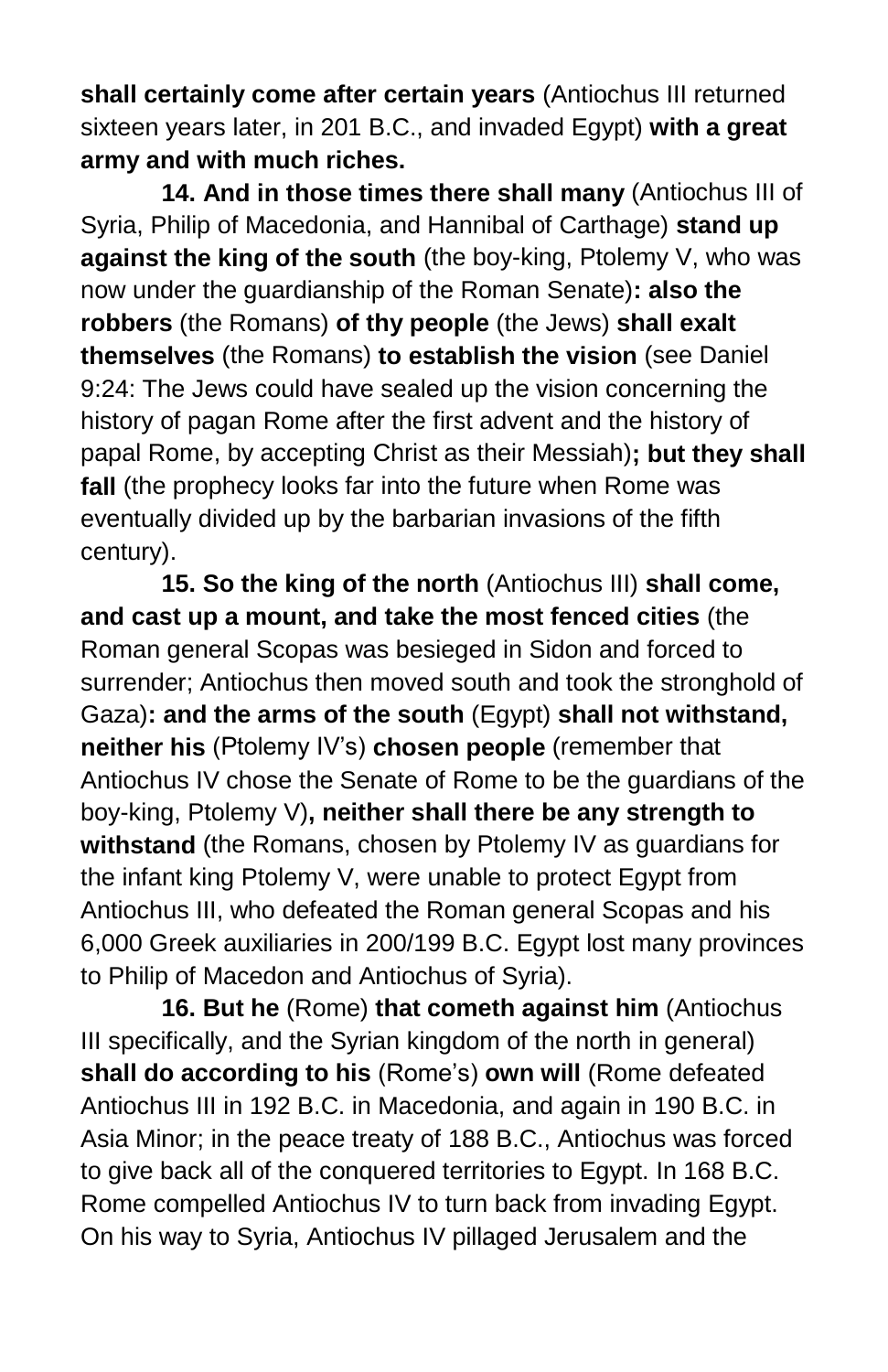**shall certainly come after certain years** (Antiochus III returned sixteen years later, in 201 B.C., and invaded Egypt) **with a great army and with much riches.**

**14. And in those times there shall many** (Antiochus III of Syria, Philip of Macedonia, and Hannibal of Carthage) **stand up against the king of the south** (the boy-king, Ptolemy V, who was now under the guardianship of the Roman Senate)**: also the robbers** (the Romans) **of thy people** (the Jews) **shall exalt themselves** (the Romans) **to establish the vision** (see Daniel 9:24: The Jews could have sealed up the vision concerning the history of pagan Rome after the first advent and the history of papal Rome, by accepting Christ as their Messiah)**; but they shall fall** (the prophecy looks far into the future when Rome was eventually divided up by the barbarian invasions of the fifth century).

**15. So the king of the north** (Antiochus III) **shall come, and cast up a mount, and take the most fenced cities** (the Roman general Scopas was besieged in Sidon and forced to surrender; Antiochus then moved south and took the stronghold of Gaza)**: and the arms of the south** (Egypt) **shall not withstand, neither his** (Ptolemy IV's) **chosen people** (remember that Antiochus IV chose the Senate of Rome to be the guardians of the boy-king, Ptolemy V)**, neither shall there be any strength to withstand** (the Romans, chosen by Ptolemy IV as guardians for the infant king Ptolemy V, were unable to protect Egypt from Antiochus III, who defeated the Roman general Scopas and his 6,000 Greek auxiliaries in 200/199 B.C. Egypt lost many provinces to Philip of Macedon and Antiochus of Syria).

**16. But he** (Rome) **that cometh against him** (Antiochus III specifically, and the Syrian kingdom of the north in general) **shall do according to his** (Rome's) **own will** (Rome defeated Antiochus III in 192 B.C. in Macedonia, and again in 190 B.C. in Asia Minor; in the peace treaty of 188 B.C., Antiochus was forced to give back all of the conquered territories to Egypt. In 168 B.C. Rome compelled Antiochus IV to turn back from invading Egypt. On his way to Syria, Antiochus IV pillaged Jerusalem and the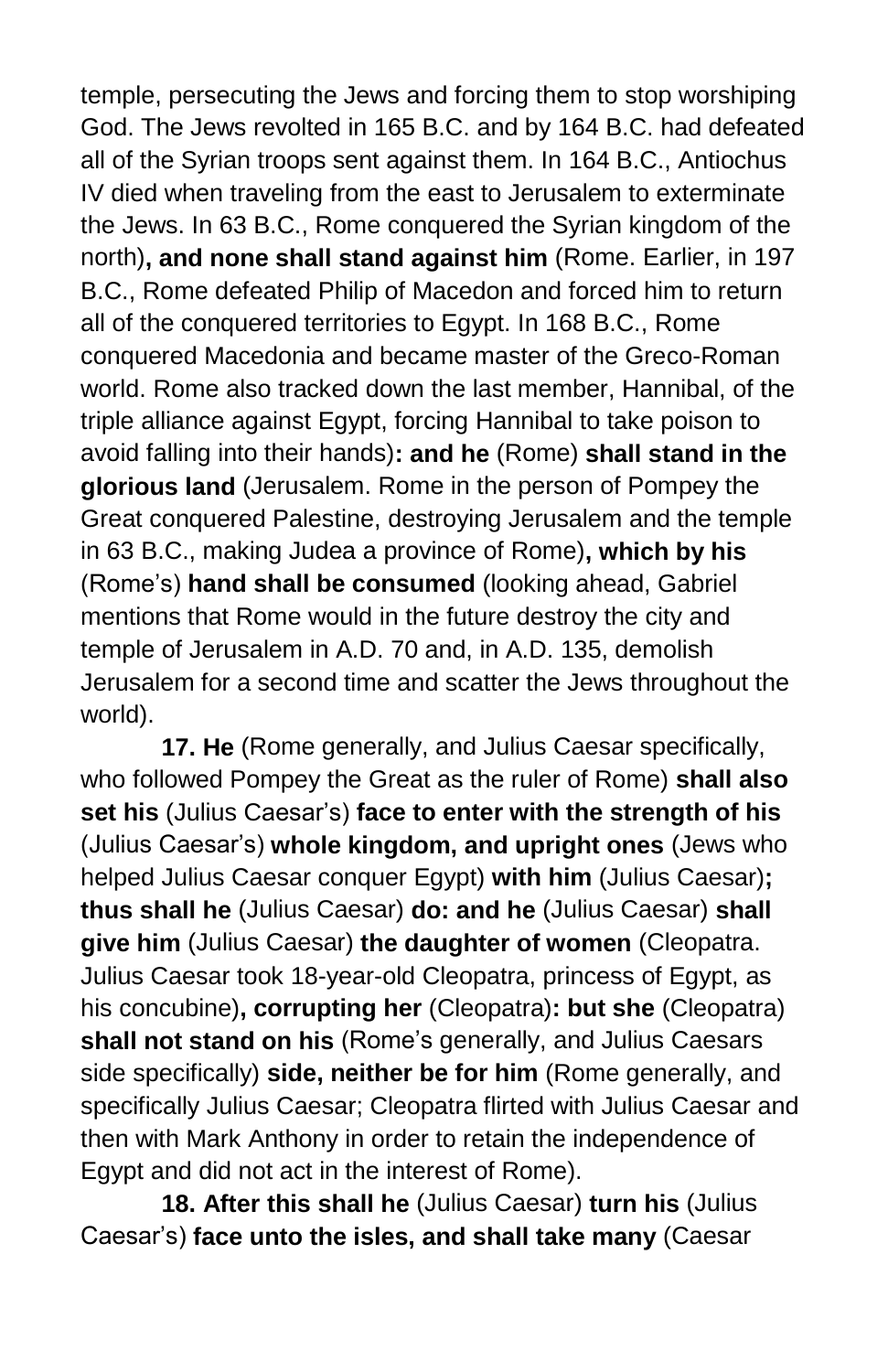temple, persecuting the Jews and forcing them to stop worshiping God. The Jews revolted in 165 B.C. and by 164 B.C. had defeated all of the Syrian troops sent against them. In 164 B.C., Antiochus IV died when traveling from the east to Jerusalem to exterminate the Jews. In 63 B.C., Rome conquered the Syrian kingdom of the north)**, and none shall stand against him** (Rome. Earlier, in 197 B.C., Rome defeated Philip of Macedon and forced him to return all of the conquered territories to Egypt. In 168 B.C., Rome conquered Macedonia and became master of the Greco-Roman world. Rome also tracked down the last member, Hannibal, of the triple alliance against Egypt, forcing Hannibal to take poison to avoid falling into their hands)**: and he** (Rome) **shall stand in the glorious land** (Jerusalem. Rome in the person of Pompey the Great conquered Palestine, destroying Jerusalem and the temple in 63 B.C., making Judea a province of Rome)**, which by his** (Rome's) **hand shall be consumed** (looking ahead, Gabriel mentions that Rome would in the future destroy the city and temple of Jerusalem in A.D. 70 and, in A.D. 135, demolish Jerusalem for a second time and scatter the Jews throughout the world).

**17. He** (Rome generally, and Julius Caesar specifically, who followed Pompey the Great as the ruler of Rome) **shall also set his** (Julius Caesar's) **face to enter with the strength of his** (Julius Caesar's) **whole kingdom, and upright ones** (Jews who helped Julius Caesar conquer Egypt) **with him** (Julius Caesar)**; thus shall he** (Julius Caesar) **do: and he** (Julius Caesar) **shall give him** (Julius Caesar) **the daughter of women** (Cleopatra. Julius Caesar took 18-year-old Cleopatra, princess of Egypt, as his concubine)**, corrupting her** (Cleopatra)**: but she** (Cleopatra) **shall not stand on his** (Rome's generally, and Julius Caesars side specifically) **side, neither be for him** (Rome generally, and specifically Julius Caesar; Cleopatra flirted with Julius Caesar and then with Mark Anthony in order to retain the independence of Egypt and did not act in the interest of Rome).

**18. After this shall he** (Julius Caesar) **turn his** (Julius Caesar's) **face unto the isles, and shall take many** (Caesar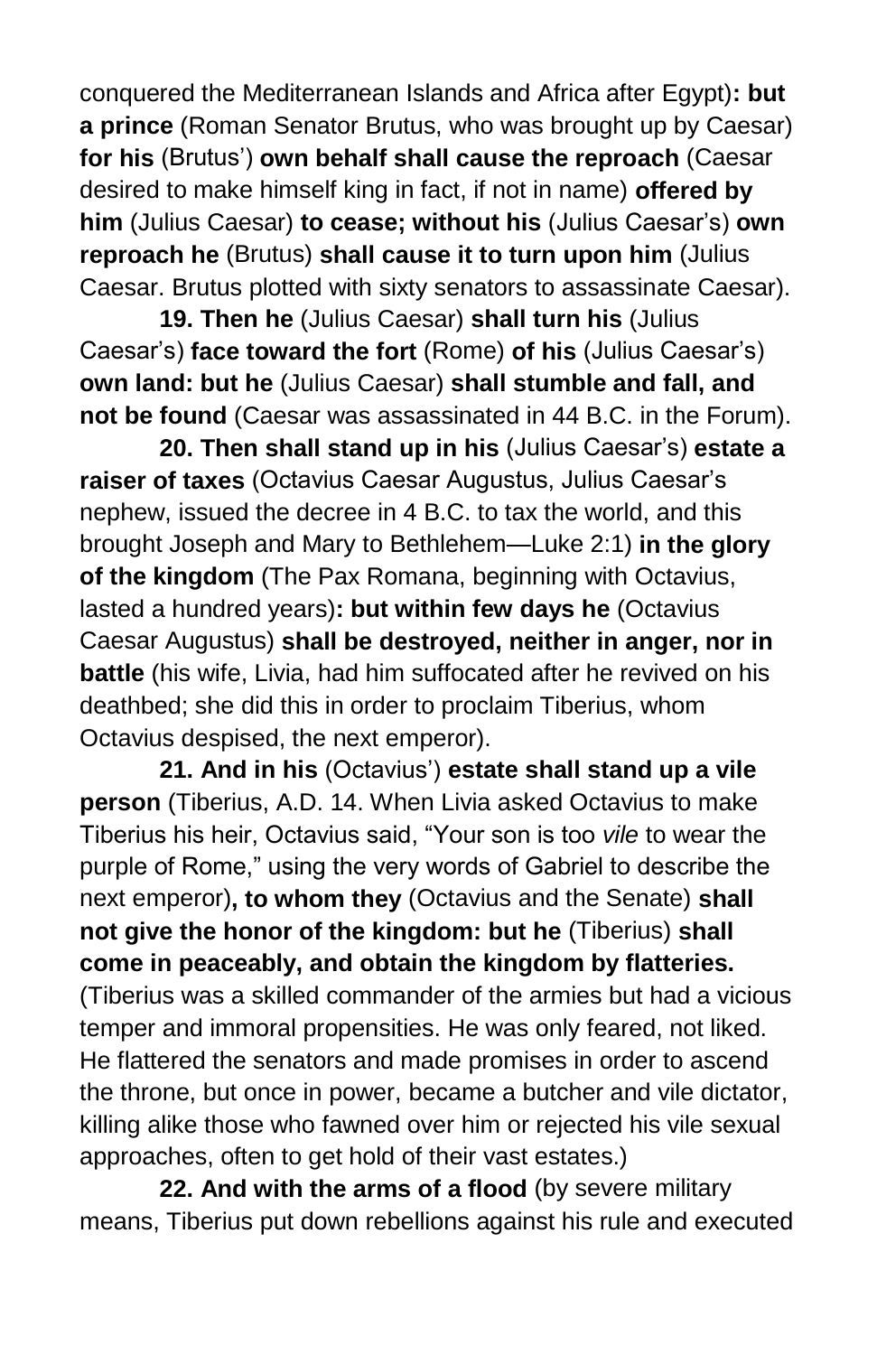conquered the Mediterranean Islands and Africa after Egypt)**: but a prince** (Roman Senator Brutus, who was brought up by Caesar) **for his** (Brutus') **own behalf shall cause the reproach** (Caesar desired to make himself king in fact, if not in name) **offered by him** (Julius Caesar) **to cease; without his** (Julius Caesar's) **own reproach he** (Brutus) **shall cause it to turn upon him** (Julius Caesar. Brutus plotted with sixty senators to assassinate Caesar).

**19. Then he** (Julius Caesar) **shall turn his** (Julius Caesar's) **face toward the fort** (Rome) **of his** (Julius Caesar's) **own land: but he** (Julius Caesar) **shall stumble and fall, and not be found** (Caesar was assassinated in 44 B.C. in the Forum).

**20. Then shall stand up in his** (Julius Caesar's) **estate a raiser of taxes** (Octavius Caesar Augustus, Julius Caesar's nephew, issued the decree in 4 B.C. to tax the world, and this brought Joseph and Mary to Bethlehem—Luke 2:1) **in the glory of the kingdom** (The Pax Romana, beginning with Octavius, lasted a hundred years)**: but within few days he** (Octavius Caesar Augustus) **shall be destroyed, neither in anger, nor in battle** (his wife, Livia, had him suffocated after he revived on his deathbed; she did this in order to proclaim Tiberius, whom Octavius despised, the next emperor).

**21. And in his** (Octavius') **estate shall stand up a vile person** (Tiberius, A.D. 14. When Livia asked Octavius to make Tiberius his heir, Octavius said, "Your son is too *vile* to wear the purple of Rome," using the very words of Gabriel to describe the next emperor)**, to whom they** (Octavius and the Senate) **shall not give the honor of the kingdom: but he** (Tiberius) **shall come in peaceably, and obtain the kingdom by flatteries.** (Tiberius was a skilled commander of the armies but had a vicious temper and immoral propensities. He was only feared, not liked. He flattered the senators and made promises in order to ascend the throne, but once in power, became a butcher and vile dictator, killing alike those who fawned over him or rejected his vile sexual approaches, often to get hold of their vast estates.)

**22. And with the arms of a flood** (by severe military means, Tiberius put down rebellions against his rule and executed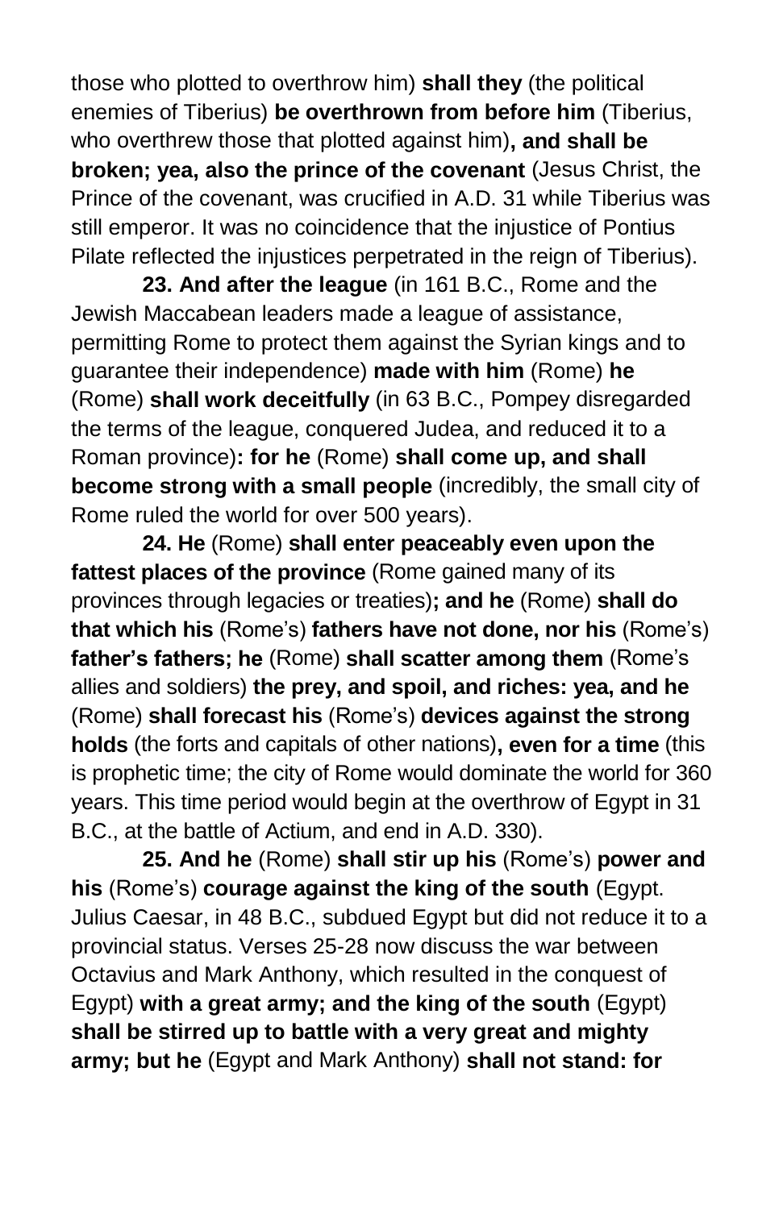those who plotted to overthrow him) **shall they** (the political enemies of Tiberius) **be overthrown from before him** (Tiberius, who overthrew those that plotted against him)**, and shall be broken; yea, also the prince of the covenant** (Jesus Christ, the Prince of the covenant, was crucified in A.D. 31 while Tiberius was still emperor. It was no coincidence that the injustice of Pontius Pilate reflected the injustices perpetrated in the reign of Tiberius).

**23. And after the league** (in 161 B.C., Rome and the Jewish Maccabean leaders made a league of assistance, permitting Rome to protect them against the Syrian kings and to guarantee their independence) **made with him** (Rome) **he** (Rome) **shall work deceitfully** (in 63 B.C., Pompey disregarded the terms of the league, conquered Judea, and reduced it to a Roman province)**: for he** (Rome) **shall come up, and shall become strong with a small people** (incredibly, the small city of Rome ruled the world for over 500 years).

**24. He** (Rome) **shall enter peaceably even upon the fattest places of the province** (Rome gained many of its provinces through legacies or treaties)**; and he** (Rome) **shall do that which his** (Rome's) **fathers have not done, nor his** (Rome's) **father's fathers; he** (Rome) **shall scatter among them** (Rome's allies and soldiers) **the prey, and spoil, and riches: yea, and he** (Rome) **shall forecast his** (Rome's) **devices against the strong holds** (the forts and capitals of other nations)**, even for a time** (this is prophetic time; the city of Rome would dominate the world for 360 years. This time period would begin at the overthrow of Egypt in 31 B.C., at the battle of Actium, and end in A.D. 330).

**25. And he** (Rome) **shall stir up his** (Rome's) **power and his** (Rome's) **courage against the king of the south** (Egypt. Julius Caesar, in 48 B.C., subdued Egypt but did not reduce it to a provincial status. Verses 25-28 now discuss the war between Octavius and Mark Anthony, which resulted in the conquest of Egypt) **with a great army; and the king of the south** (Egypt) **shall be stirred up to battle with a very great and mighty army; but he** (Egypt and Mark Anthony) **shall not stand: for**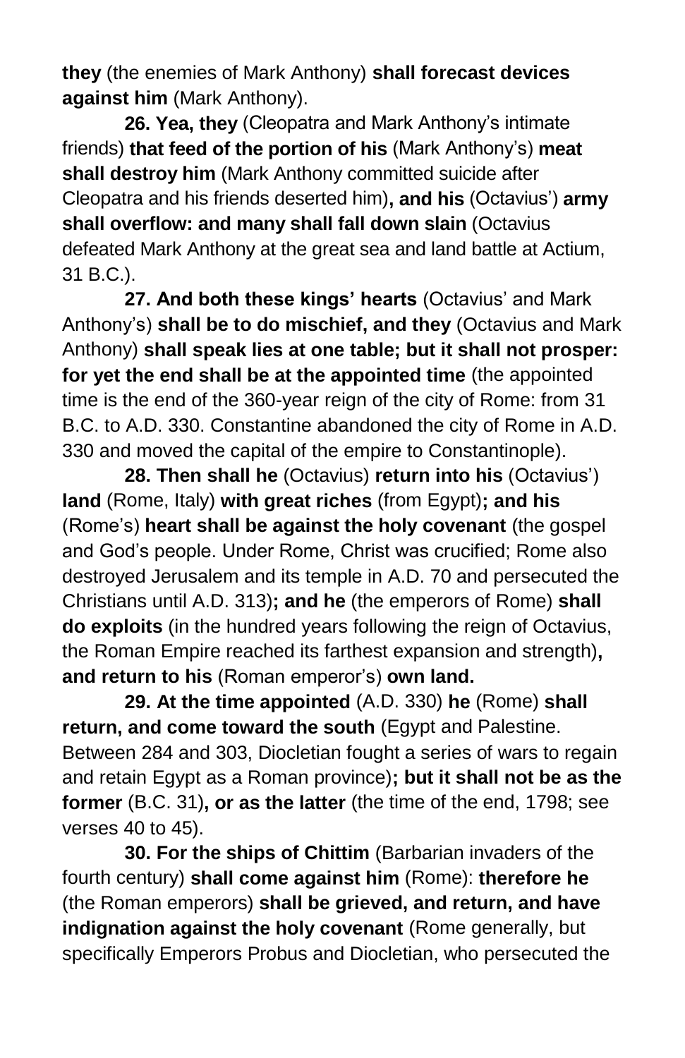**they** (the enemies of Mark Anthony) **shall forecast devices against him** (Mark Anthony).

**26. Yea, they** (Cleopatra and Mark Anthony's intimate friends) **that feed of the portion of his** (Mark Anthony's) **meat shall destroy him** (Mark Anthony committed suicide after Cleopatra and his friends deserted him)**, and his** (Octavius') **army shall overflow: and many shall fall down slain** (Octavius defeated Mark Anthony at the great sea and land battle at Actium, 31 B.C.).

**27. And both these kings' hearts** (Octavius' and Mark Anthony's) **shall be to do mischief, and they** (Octavius and Mark Anthony) **shall speak lies at one table; but it shall not prosper: for yet the end shall be at the appointed time** (the appointed time is the end of the 360-year reign of the city of Rome: from 31 B.C. to A.D. 330. Constantine abandoned the city of Rome in A.D. 330 and moved the capital of the empire to Constantinople).

**28. Then shall he** (Octavius) **return into his** (Octavius') **land** (Rome, Italy) **with great riches** (from Egypt)**; and his** (Rome's) **heart shall be against the holy covenant** (the gospel and God's people. Under Rome, Christ was crucified; Rome also destroyed Jerusalem and its temple in A.D. 70 and persecuted the Christians until A.D. 313)**; and he** (the emperors of Rome) **shall do exploits** (in the hundred years following the reign of Octavius, the Roman Empire reached its farthest expansion and strength)**, and return to his** (Roman emperor's) **own land.**

**29. At the time appointed** (A.D. 330) **he** (Rome) **shall return, and come toward the south** (Egypt and Palestine. Between 284 and 303, Diocletian fought a series of wars to regain and retain Egypt as a Roman province)**; but it shall not be as the former** (B.C. 31)**, or as the latter** (the time of the end, 1798; see verses 40 to 45).

**30. For the ships of Chittim** (Barbarian invaders of the fourth century) **shall come against him** (Rome): **therefore he** (the Roman emperors) **shall be grieved, and return, and have indignation against the holy covenant** (Rome generally, but specifically Emperors Probus and Diocletian, who persecuted the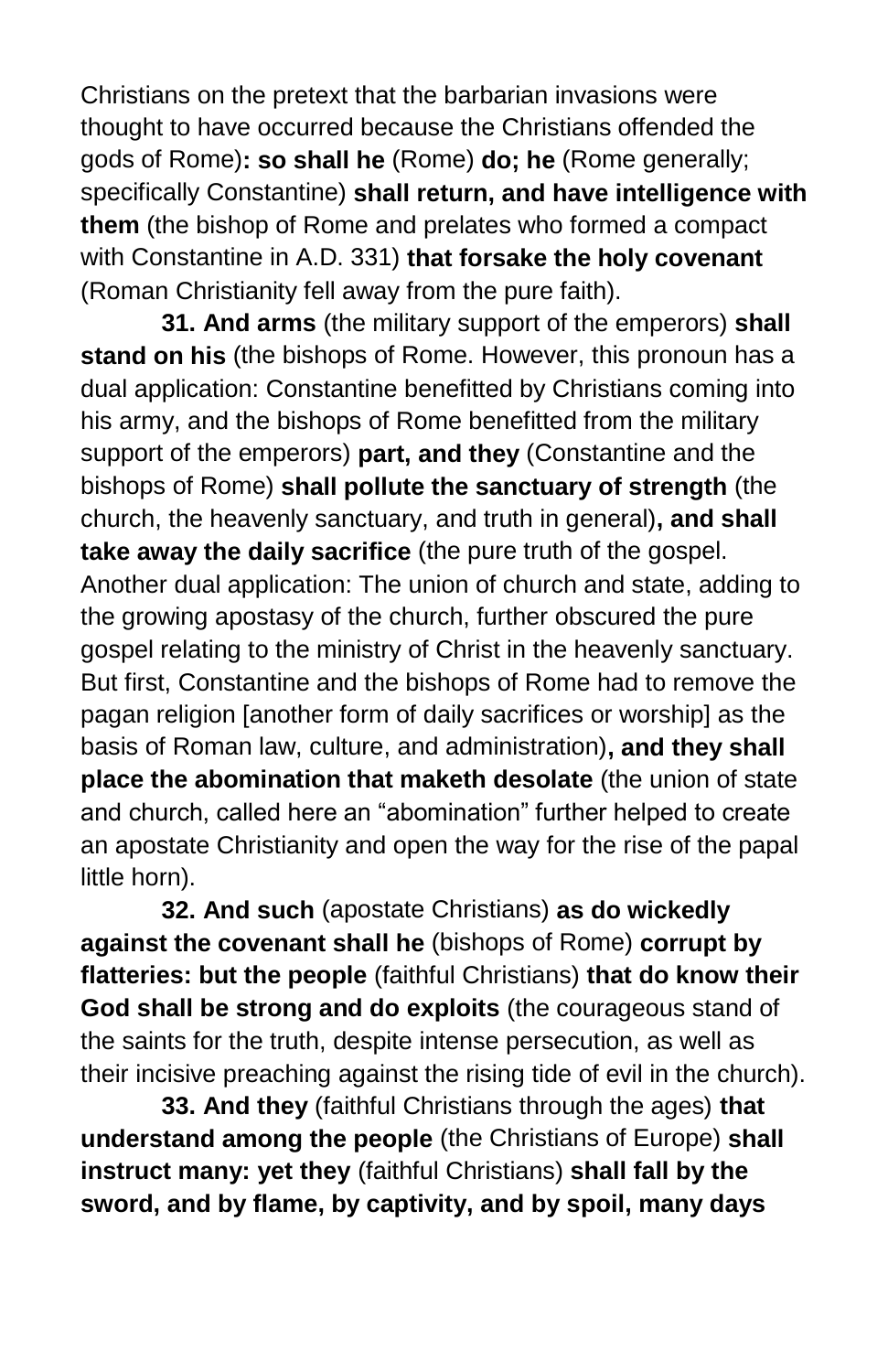Christians on the pretext that the barbarian invasions were thought to have occurred because the Christians offended the gods of Rome)**: so shall he** (Rome) **do; he** (Rome generally; specifically Constantine) **shall return, and have intelligence with them** (the bishop of Rome and prelates who formed a compact with Constantine in A.D. 331) **that forsake the holy covenant** (Roman Christianity fell away from the pure faith).

**31. And arms** (the military support of the emperors) **shall stand on his** (the bishops of Rome. However, this pronoun has a dual application: Constantine benefitted by Christians coming into his army, and the bishops of Rome benefitted from the military support of the emperors) **part, and they** (Constantine and the bishops of Rome) **shall pollute the sanctuary of strength** (the church, the heavenly sanctuary, and truth in general)**, and shall take away the daily sacrifice** (the pure truth of the gospel. Another dual application: The union of church and state, adding to the growing apostasy of the church, further obscured the pure gospel relating to the ministry of Christ in the heavenly sanctuary. But first, Constantine and the bishops of Rome had to remove the pagan religion [another form of daily sacrifices or worship] as the basis of Roman law, culture, and administration)**, and they shall place the abomination that maketh desolate** (the union of state and church, called here an "abomination" further helped to create an apostate Christianity and open the way for the rise of the papal little horn).

**32. And such** (apostate Christians) **as do wickedly against the covenant shall he** (bishops of Rome) **corrupt by flatteries: but the people** (faithful Christians) **that do know their God shall be strong and do exploits** (the courageous stand of the saints for the truth, despite intense persecution, as well as their incisive preaching against the rising tide of evil in the church).

**33. And they** (faithful Christians through the ages) **that understand among the people** (the Christians of Europe) **shall instruct many: yet they** (faithful Christians) **shall fall by the sword, and by flame, by captivity, and by spoil, many days**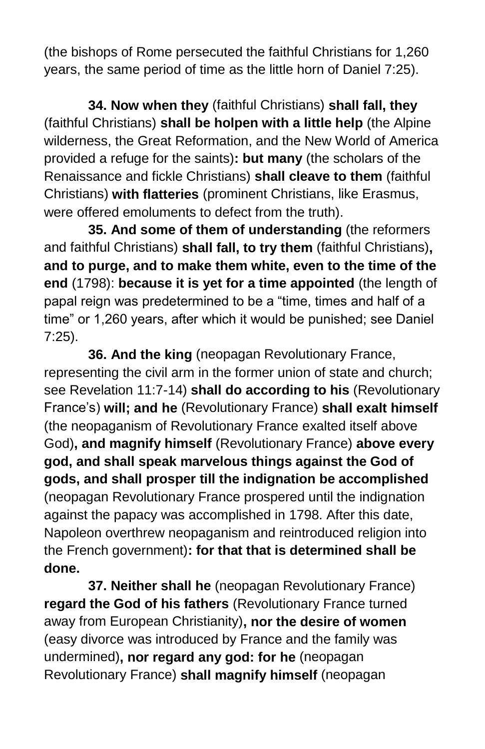(the bishops of Rome persecuted the faithful Christians for 1,260 years, the same period of time as the little horn of Daniel 7:25).

**34. Now when they** (faithful Christians) **shall fall, they** (faithful Christians) **shall be holpen with a little help** (the Alpine wilderness, the Great Reformation, and the New World of America provided a refuge for the saints)**: but many** (the scholars of the Renaissance and fickle Christians) **shall cleave to them** (faithful Christians) **with flatteries** (prominent Christians, like Erasmus, were offered emoluments to defect from the truth).

**35. And some of them of understanding** (the reformers and faithful Christians) **shall fall, to try them** (faithful Christians)**, and to purge, and to make them white, even to the time of the end** (1798): **because it is yet for a time appointed** (the length of papal reign was predetermined to be a "time, times and half of a time" or 1,260 years, after which it would be punished; see Daniel 7:25).

**36. And the king** (neopagan Revolutionary France, representing the civil arm in the former union of state and church; see Revelation 11:7-14) **shall do according to his** (Revolutionary France's) **will; and he** (Revolutionary France) **shall exalt himself** (the neopaganism of Revolutionary France exalted itself above God)**, and magnify himself** (Revolutionary France) **above every god, and shall speak marvelous things against the God of gods, and shall prosper till the indignation be accomplished** (neopagan Revolutionary France prospered until the indignation against the papacy was accomplished in 1798. After this date, Napoleon overthrew neopaganism and reintroduced religion into the French government)**: for that that is determined shall be done.**

**37. Neither shall he** (neopagan Revolutionary France) **regard the God of his fathers** (Revolutionary France turned away from European Christianity)**, nor the desire of women** (easy divorce was introduced by France and the family was undermined)**, nor regard any god: for he** (neopagan Revolutionary France) **shall magnify himself** (neopagan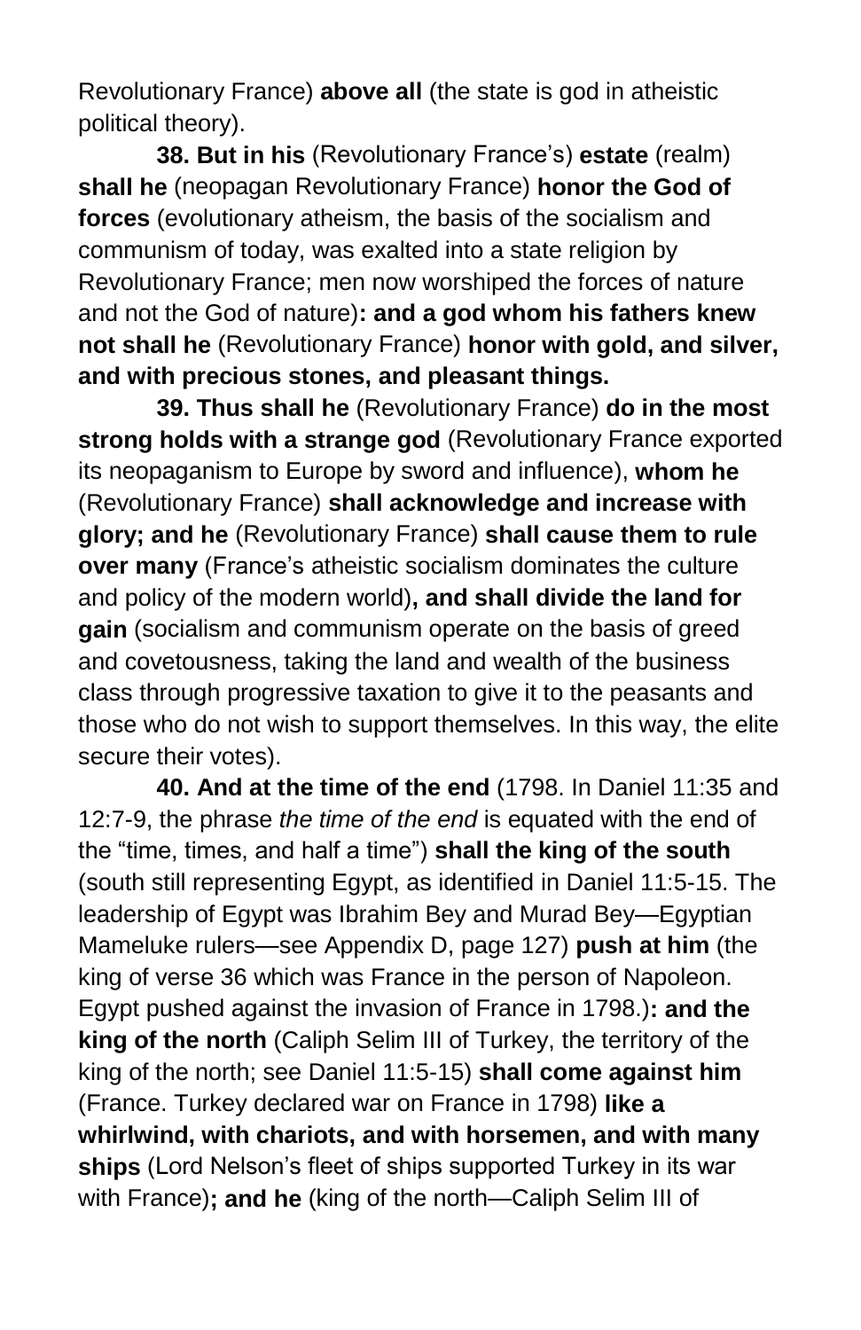Revolutionary France) **above all** (the state is god in atheistic political theory).

**38. But in his** (Revolutionary France's) **estate** (realm) **shall he** (neopagan Revolutionary France) **honor the God of forces** (evolutionary atheism, the basis of the socialism and communism of today, was exalted into a state religion by Revolutionary France; men now worshiped the forces of nature and not the God of nature)**: and a god whom his fathers knew not shall he** (Revolutionary France) **honor with gold, and silver, and with precious stones, and pleasant things.**

**39. Thus shall he** (Revolutionary France) **do in the most strong holds with a strange god** (Revolutionary France exported its neopaganism to Europe by sword and influence), **whom he** (Revolutionary France) **shall acknowledge and increase with glory; and he** (Revolutionary France) **shall cause them to rule over many** (France's atheistic socialism dominates the culture and policy of the modern world)**, and shall divide the land for gain** (socialism and communism operate on the basis of greed and covetousness, taking the land and wealth of the business class through progressive taxation to give it to the peasants and those who do not wish to support themselves. In this way, the elite secure their votes).

**40. And at the time of the end** (1798. In Daniel 11:35 and 12:7-9, the phrase *the time of the end* is equated with the end of the "time, times, and half a time") **shall the king of the south** (south still representing Egypt, as identified in Daniel 11:5-15. The leadership of Egypt was Ibrahim Bey and Murad Bey—Egyptian Mameluke rulers—see Appendix D, page 127) **push at him** (the king of verse 36 which was France in the person of Napoleon. Egypt pushed against the invasion of France in 1798.)**: and the king of the north** (Caliph Selim III of Turkey, the territory of the king of the north; see Daniel 11:5-15) **shall come against him** (France. Turkey declared war on France in 1798) **like a whirlwind, with chariots, and with horsemen, and with many ships** (Lord Nelson's fleet of ships supported Turkey in its war with France)**; and he** (king of the north—Caliph Selim III of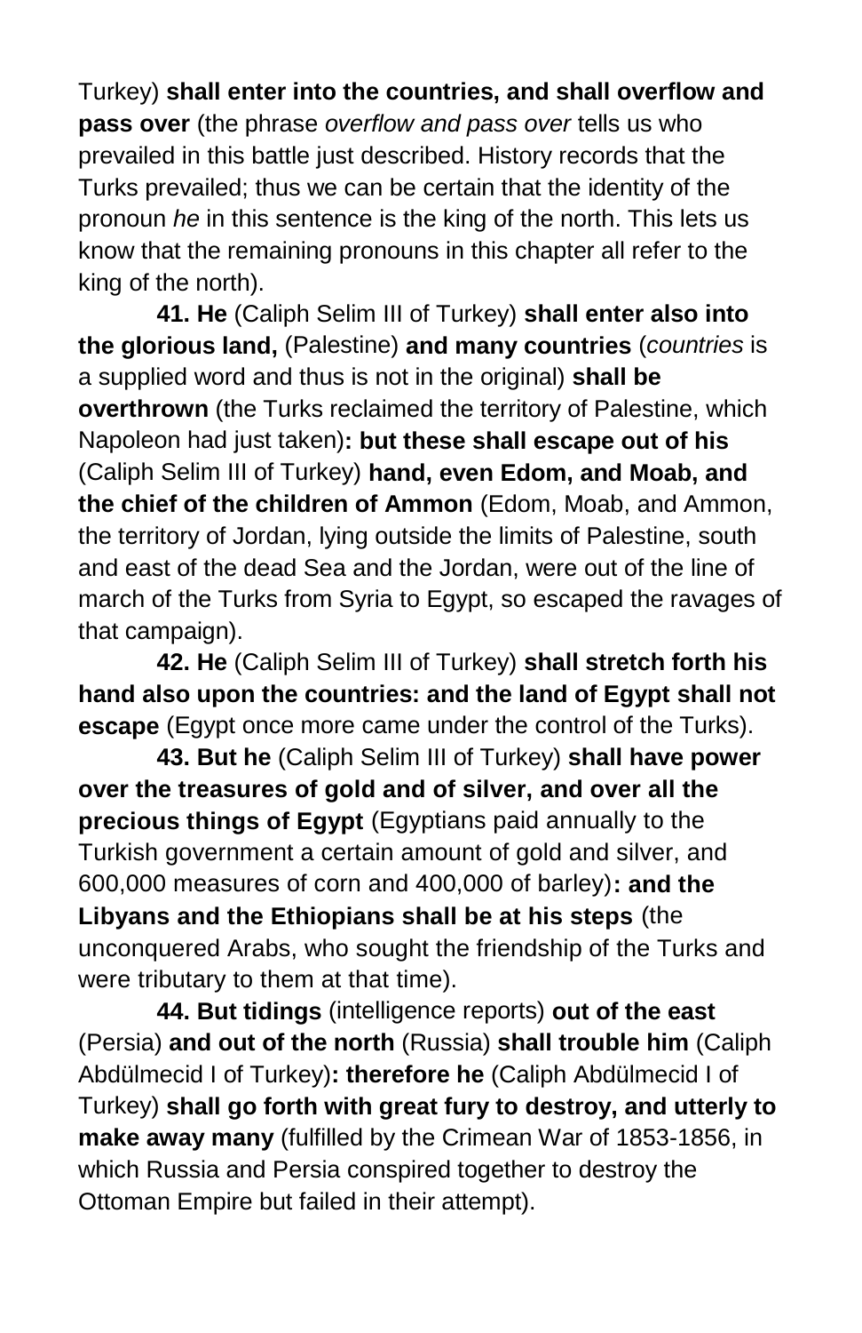Turkey) **shall enter into the countries, and shall overflow and pass over** (the phrase *overflow and pass over* tells us who prevailed in this battle just described. History records that the Turks prevailed; thus we can be certain that the identity of the pronoun *he* in this sentence is the king of the north. This lets us know that the remaining pronouns in this chapter all refer to the king of the north).

**41. He** (Caliph Selim III of Turkey) **shall enter also into the glorious land,** (Palestine) **and many countries** (*countries* is a supplied word and thus is not in the original) **shall be overthrown** (the Turks reclaimed the territory of Palestine, which Napoleon had just taken)**: but these shall escape out of his** (Caliph Selim III of Turkey) **hand, even Edom, and Moab, and the chief of the children of Ammon** (Edom, Moab, and Ammon, the territory of Jordan, lying outside the limits of Palestine, south and east of the dead Sea and the Jordan, were out of the line of march of the Turks from Syria to Egypt, so escaped the ravages of that campaign).

**42. He** (Caliph Selim III of Turkey) **shall stretch forth his hand also upon the countries: and the land of Egypt shall not escape** (Egypt once more came under the control of the Turks).

**43. But he** (Caliph Selim III of Turkey) **shall have power over the treasures of gold and of silver, and over all the precious things of Egypt** (Egyptians paid annually to the Turkish government a certain amount of gold and silver, and 600,000 measures of corn and 400,000 of barley)**: and the Libyans and the Ethiopians shall be at his steps** (the unconquered Arabs, who sought the friendship of the Turks and were tributary to them at that time).

**44. But tidings** (intelligence reports) **out of the east** (Persia) **and out of the north** (Russia) **shall trouble him** (Caliph Abdülmecid I of Turkey)**: therefore he** (Caliph Abdülmecid I of Turkey) **shall go forth with great fury to destroy, and utterly to make away many** (fulfilled by the Crimean War of 1853-1856, in which Russia and Persia conspired together to destroy the Ottoman Empire but failed in their attempt).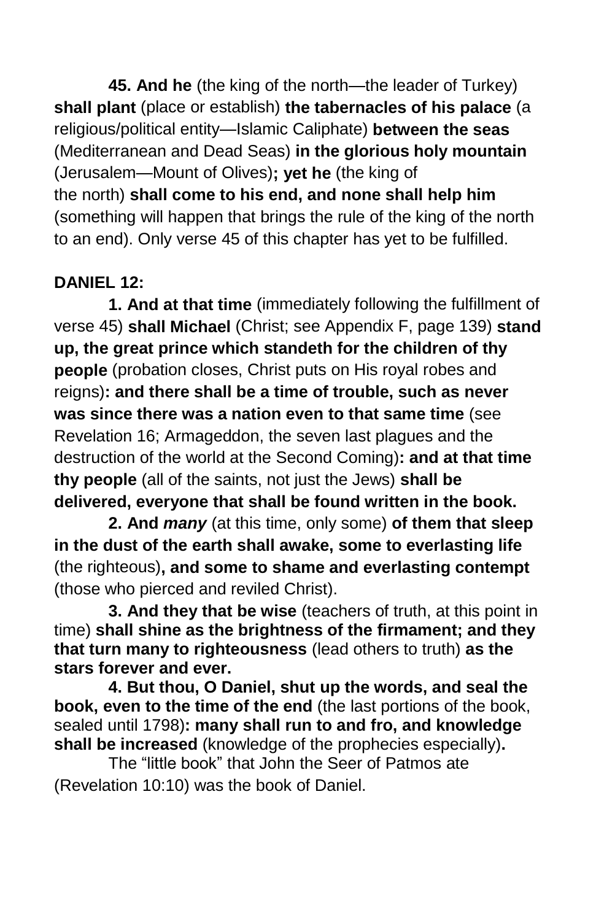**45. And he** (the king of the north—the leader of Turkey) **shall plant** (place or establish) **the tabernacles of his palace** (a religious/political entity—Islamic Caliphate) **between the seas** (Mediterranean and Dead Seas) **in the glorious holy mountain** (Jerusalem—Mount of Olives)**; yet he** (the king of the north) **shall come to his end, and none shall help him** (something will happen that brings the rule of the king of the north to an end). Only verse 45 of this chapter has yet to be fulfilled.

**DANIEL 12:**

**1. And at that time** (immediately following the fulfillment of verse 45) **shall Michael** (Christ; see Appendix F, page 139) **stand up, the great prince which standeth for the children of thy people** (probation closes, Christ puts on His royal robes and reigns)**: and there shall be a time of trouble, such as never was since there was a nation even to that same time** (see Revelation 16; Armageddon, the seven last plagues and the destruction of the world at the Second Coming)**: and at that time thy people** (all of the saints, not just the Jews) **shall be delivered, everyone that shall be found written in the book.**

**2. And *many*** (at this time, only some) **of them that sleep in the dust of the earth shall awake, some to everlasting life** (the righteous)**, and some to shame and everlasting contempt** (those who pierced and reviled Christ).

**3. And they that be wise** (teachers of truth, at this point in time) **shall shine as the brightness of the firmament; and they that turn many to righteousness** (lead others to truth) **as the stars forever and ever.**

**4. But thou, O Daniel, shut up the words, and seal the book, even to the time of the end** (the last portions of the book, sealed until 1798)**: many shall run to and fro, and knowledge shall be increased** (knowledge of the prophecies especially)**.**

The "little book" that John the Seer of Patmos ate (Revelation 10:10) was the book of Daniel.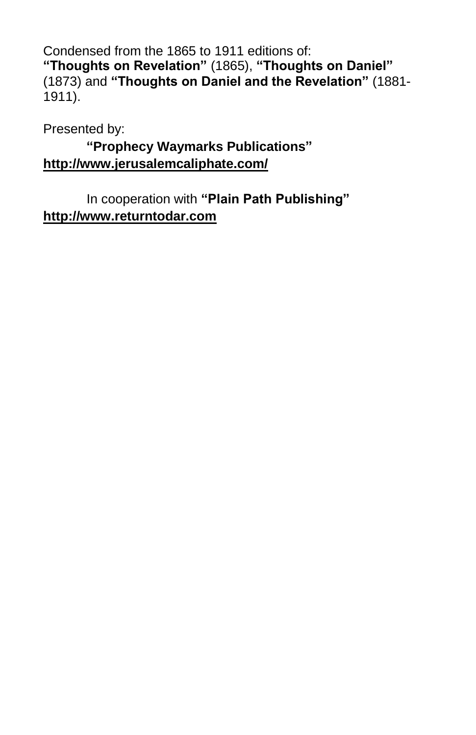Condensed from the 1865 to 1911 editions of:
**"Thoughts on Revelation"** (1865), **"Thoughts on Daniel"** (1873) and **"Thoughts on Daniel and the Revelation"** (1881-1911).

Presented by:

**"Prophecy Waymarks Publications"**
**http://www.jerusalemcaliphate.com/**

In cooperation with **"Plain Path Publishing"**
**http://www.returntodar.com**